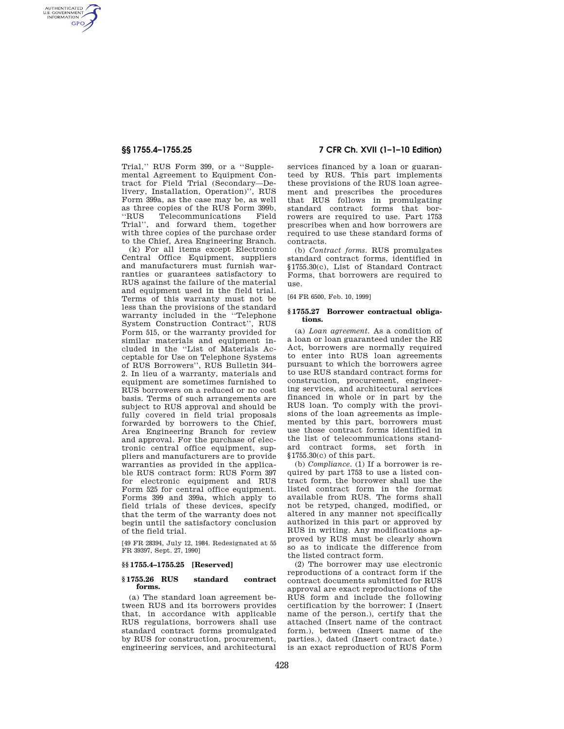Trial,'' RUS Form 399, or a ''Supplemental Agreement to Equipment Contract for Field Trial (Secondary—Delivery, Installation, Operation)'', RUS Form 399a, as the case may be, as well as three copies of the RUS Form 399b, ''RUS Telecommunications Field Trial'', and forward them, together with three copies of the purchase order to the Chief, Area Engineering Branch.

(k) For all items except Electronic Central Office Equipment, suppliers and manufacturers must furnish warranties or guarantees satisfactory to RUS against the failure of the material and equipment used in the field trial. Terms of this warranty must not be less than the provisions of the standard warranty included in the ''Telephone System Construction Contract'', RUS Form 515, or the warranty provided for similar materials and equipment included in the ''List of Materials Acceptable for Use on Telephone Systems of RUS Borrowers'', RUS Bulletin 344–2. In lieu of a warranty, materials and equipment are sometimes furnished to RUS borrowers on a reduced or no cost basis. Terms of such arrangements are subject to RUS approval and should be fully covered in field trial proposals forwarded by borrowers to the Chief, Area Engineering Branch for review and approval. For the purchase of electronic central office equipment, suppliers and manufacturers are to provide warranties as provided in the applicable RUS contract form: RUS Form 397 for electronic equipment and RUS Form 525 for central office equipment. Forms 399 and 399a, which apply to field trials of these devices, specify that the term of the warranty does not begin until the satisfactory conclusion of the field trial.

[49 FR 28394, July 12, 1984. Redesignated at 55 FR 39397, Sept. 27, 1990]

### §§ 1755.4–1755.25 [Reserved]

### § 1755.26 RUS standard contract forms.

(a) The standard loan agreement between RUS and its borrowers provides that, in accordance with applicable RUS regulations, borrowers shall use standard contract forms promulgated by RUS for construction, procurement, engineering services, and architectural services financed by a loan or guaranteed by RUS. This part implements these provisions of the RUS loan agreement and prescribes the procedures that RUS follows in promulgating standard contract forms that borrowers are required to use. Part 1753 prescribes when and how borrowers are required to use these standard forms of contracts.

(b) *Contract forms.* RUS promulgates standard contract forms, identified in §1755.30(c), List of Standard Contract Forms, that borrowers are required to use.

[64 FR 6500, Feb. 10, 1999]

### § 1755.27 Borrower contractual obligations.

(a) *Loan agreement.* As a condition of a loan or loan guaranteed under the RE Act, borrowers are normally required to enter into RUS loan agreements pursuant to which the borrowers agree to use RUS standard contract forms for construction, procurement, engineering services, and architectural services financed in whole or in part by the RUS loan. To comply with the provisions of the loan agreements as implemented by this part, borrowers must use those contract forms identified in the list of telecommunications standard contract forms, set forth in §1755.30(c) of this part.

(b) *Compliance.* (1) If a borrower is required by part 1753 to use a listed contract form, the borrower shall use the listed contract form in the format available from RUS. The forms shall not be retyped, changed, modified, or altered in any manner not specifically authorized in this part or approved by RUS in writing. Any modifications approved by RUS must be clearly shown so as to indicate the difference from the listed contract form.

(2) The borrower may use electronic reproductions of a contract form if the contract documents submitted for RUS approval are exact reproductions of the RUS form and include the following certification by the borrower: I (Insert name of the person.), certify that the attached (Insert name of the contract form.), between (Insert name of the parties.), dated (Insert contract date.) is an exact reproduction of RUS Form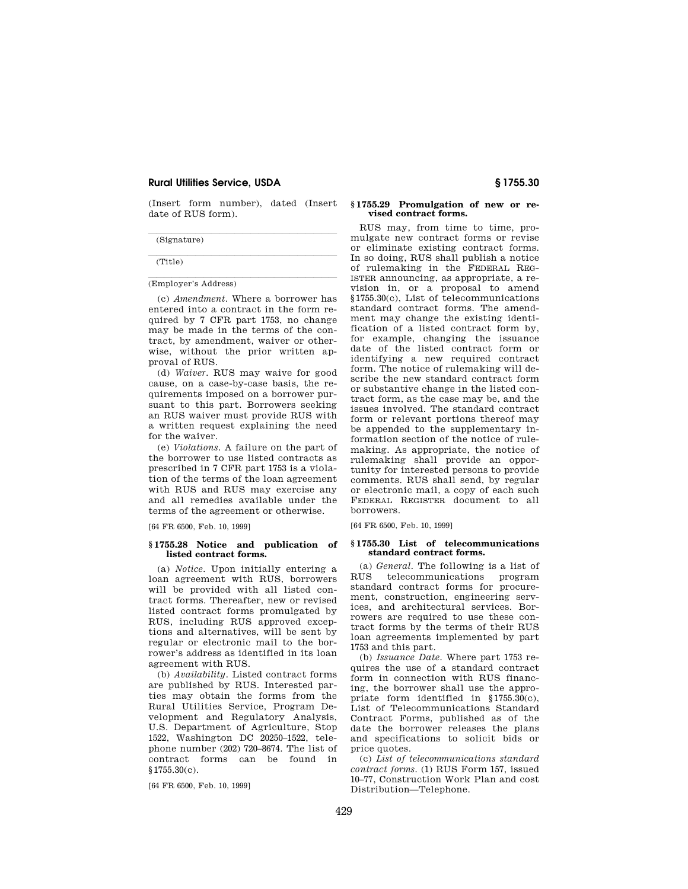(Insert form number), dated (Insert date of RUS form).

(Signature)

(Title)

(Employer's Address)

(c) *Amendment.* Where a borrower has entered into a contract in the form required by 7 CFR part 1753, no change may be made in the terms of the contract, by amendment, waiver or otherwise, without the prior written approval of RUS.

(d) *Waiver.* RUS may waive for good cause, on a case-by-case basis, the requirements imposed on a borrower pursuant to this part. Borrowers seeking an RUS waiver must provide RUS with a written request explaining the need for the waiver.

(e) *Violations.* A failure on the part of the borrower to use listed contracts as prescribed in 7 CFR part 1753 is a violation of the terms of the loan agreement with RUS and RUS may exercise any and all remedies available under the terms of the agreement or otherwise.

[64 FR 6500, Feb. 10, 1999]

### § 1755.28 Notice and publication of listed contract forms.

(a) *Notice.* Upon initially entering a loan agreement with RUS, borrowers will be provided with all listed contract forms. Thereafter, new or revised listed contract forms promulgated by RUS, including RUS approved exceptions and alternatives, will be sent by regular or electronic mail to the borrower's address as identified in its loan agreement with RUS.

(b) *Availability.* Listed contract forms are published by RUS. Interested parties may obtain the forms from the Rural Utilities Service, Program Development and Regulatory Analysis, U.S. Department of Agriculture, Stop 1522, Washington DC 20250–1522, telephone number (202) 720–8674. The list of contract forms can be found in §1755.30(c).

[64 FR 6500, Feb. 10, 1999]

### § 1755.29 Promulgation of new or revised contract forms.

RUS may, from time to time, promulgate new contract forms or revise or eliminate existing contract forms. In so doing, RUS shall publish a notice of rulemaking in the FEDERAL REGISTER announcing, as appropriate, a revision in, or a proposal to amend §1755.30(c), List of telecommunications standard contract forms. The amendment may change the existing identification of a listed contract form by, for example, changing the issuance date of the listed contract form or identifying a new required contract form. The notice of rulemaking will describe the new standard contract form or substantive change in the listed contract form, as the case may be, and the issues involved. The standard contract form or relevant portions thereof may be appended to the supplementary information section of the notice of rulemaking. As appropriate, the notice of rulemaking shall provide an opportunity for interested persons to provide comments. RUS shall send, by regular or electronic mail, a copy of each such FEDERAL REGISTER document to all borrowers.

[64 FR 6500, Feb. 10, 1999]

### § 1755.30 List of telecommunications standard contract forms.

(a) *General.* The following is a list of RUS telecommunications program standard contract forms for procurement, construction, engineering services, and architectural services. Borrowers are required to use these contract forms by the terms of their RUS loan agreements implemented by part 1753 and this part.

(b) *Issuance Date.* Where part 1753 requires the use of a standard contract form in connection with RUS financing, the borrower shall use the appropriate form identified in §1755.30(c), List of Telecommunications Standard Contract Forms, published as of the date the borrower releases the plans and specifications to solicit bids or price quotes.

(c) *List of telecommunications standard contract forms.* (1) RUS Form 157, issued 10–77, Construction Work Plan and cost Distribution—Telephone.